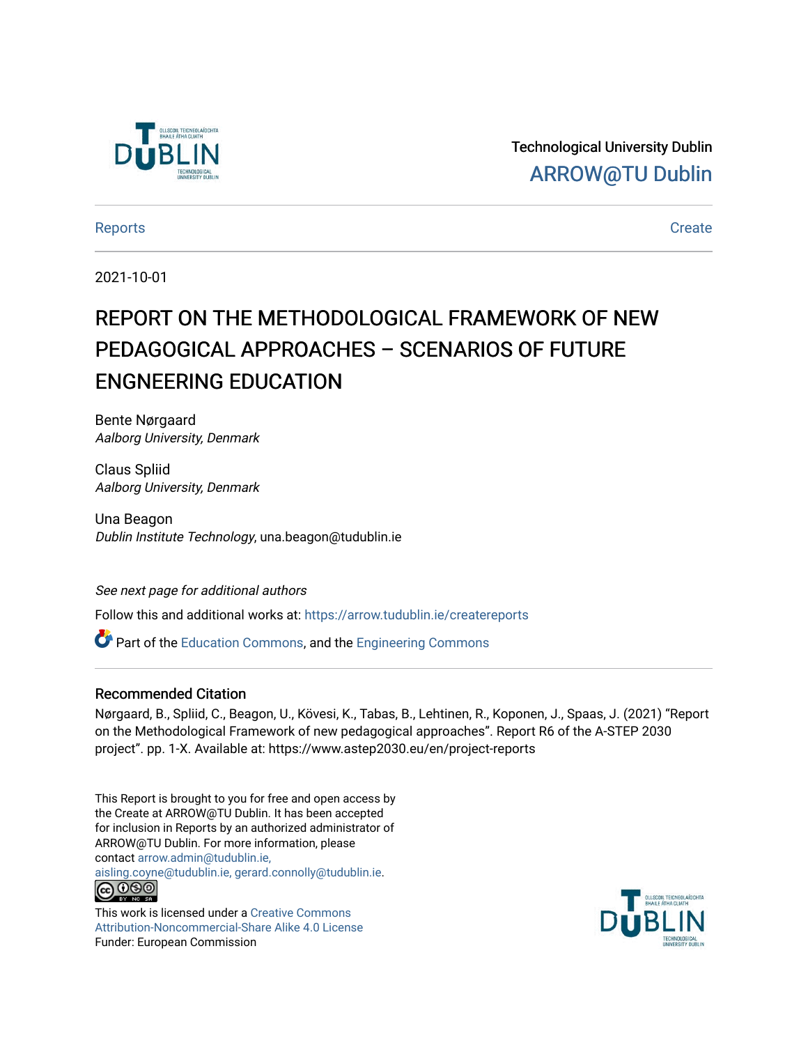Technological University Dublin

ARROW@TU Dublin

Reports | Create

2021-10-01

# REPORT ON THE METHODOLOGICAL FRAMEWORK OF NEW PEDAGOGICAL APPROACHES – SCENARIOS OF FUTURE ENGNEERING EDUCATION

Bente Nørgaard
*Aalborg University, Denmark*

Claus Spliid
*Aalborg University, Denmark*

Una Beagon
*Dublin Institute Technology*, una.beagon@tudublin.ie

*See next page for additional authors*

Follow this and additional works at: https://arrow.tudublin.ie/createreports

Part of the Education Commons, and the Engineering Commons

## Recommended Citation

Nørgaard, B., Spliid, C., Beagon, U., Kövesi, K., Tabas, B., Lehtinen, R., Koponen, J., Spaas, J. (2021) "Report on the Methodological Framework of new pedagogical approaches". Report R6 of the A-STEP 2030 project". pp. 1-X. Available at: https://www.astep2030.eu/en/project-reports

This Report is brought to you for free and open access by the Create at ARROW@TU Dublin. It has been accepted for inclusion in Reports by an authorized administrator of ARROW@TU Dublin. For more information, please contact arrow.admin@tudublin.ie, aisling.coyne@tudublin.ie, gerard.connolly@tudublin.ie.

This work is licensed under a Creative Commons Attribution-Noncommercial-Share Alike 4.0 License
Funder: European Commission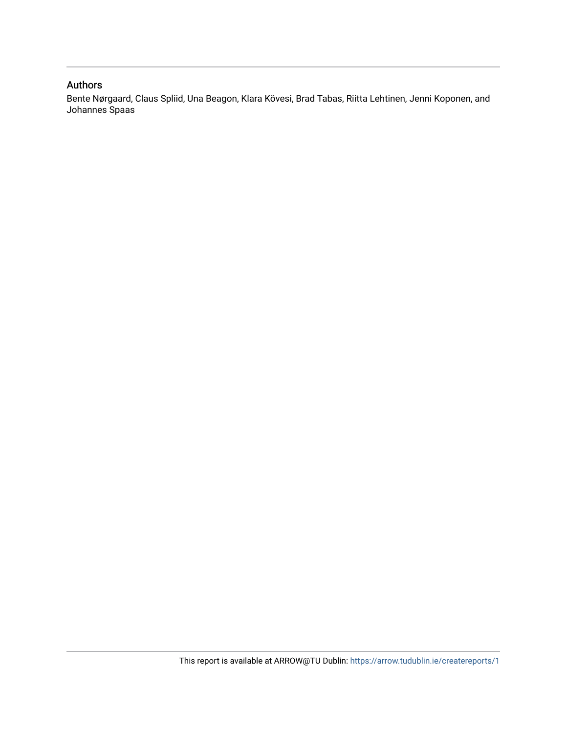## Authors

Bente Nørgaard, Claus Spliid, Una Beagon, Klara Kövesi, Brad Tabas, Riitta Lehtinen, Jenni Koponen, and Johannes Spaas

This report is available at ARROW@TU Dublin: https://arrow.tudublin.ie/createreports/1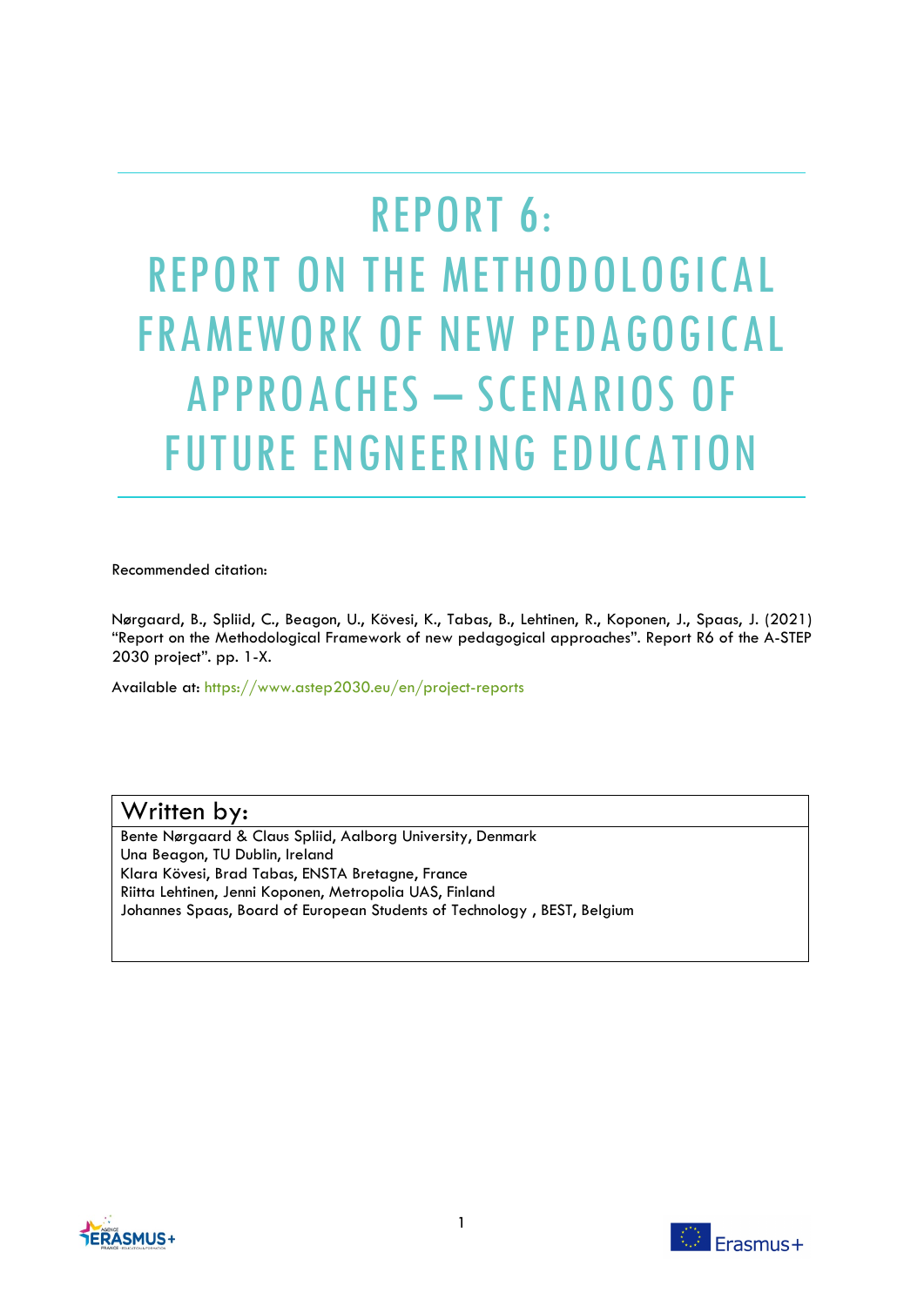# REPORT 6:
# REPORT ON THE METHODOLOGICAL FRAMEWORK OF NEW PEDAGOGICAL APPROACHES – SCENARIOS OF FUTURE ENGNEERING EDUCATION

Recommended citation:

Nørgaard, B., Spliid, C., Beagon, U., Kövesi, K., Tabas, B., Lehtinen, R., Koponen, J., Spaas, J. (2021) "Report on the Methodological Framework of new pedagogical approaches". Report R6 of the A-STEP 2030 project". pp. 1-X.

Available at: https://www.astep2030.eu/en/project-reports

| Written by: |
|---|
| Bente Nørgaard & Claus Spliid, Aalborg University, Denmark<br>Una Beagon, TU Dublin, Ireland<br>Klara Kövesi, Brad Tabas, ENSTA Bretagne, France<br>Riitta Lehtinen, Jenni Koponen, Metropolia UAS, Finland<br>Johannes Spaas, Board of European Students of Technology , BEST, Belgium |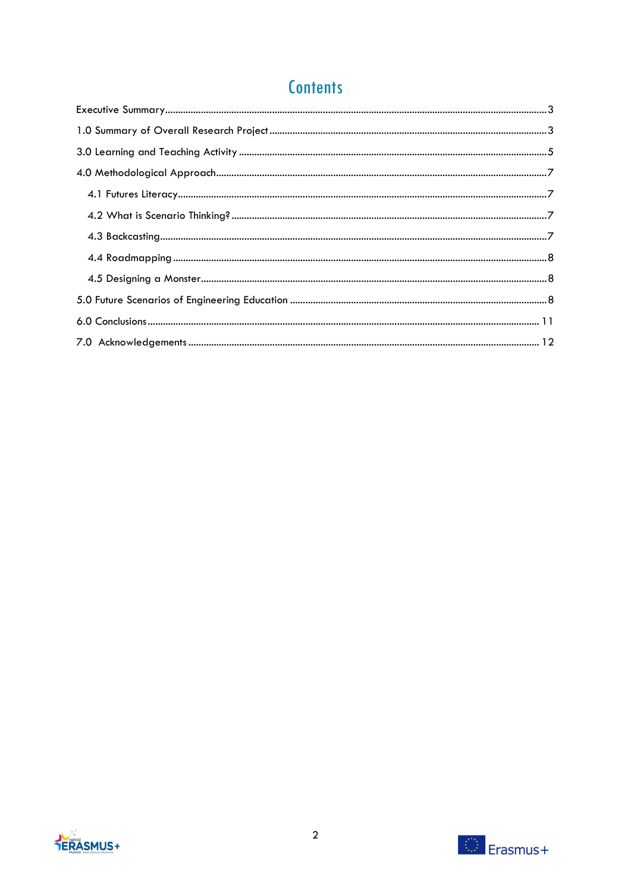# Contents

Executive Summary.....3

1.0 Summary of Overall Research Project.....3

3.0 Learning and Teaching Activity.....5

4.0 Methodological Approach.....7

- 4.1 Futures Literacy.....7
- 4.2 What is Scenario Thinking?.....7
- 4.3 Backcasting.....7
- 4.4 Roadmapping.....8
- 4.5 Designing a Monster.....8

5.0 Future Scenarios of Engineering Education.....8

6.0 Conclusions.....11

7.0 Acknowledgements.....12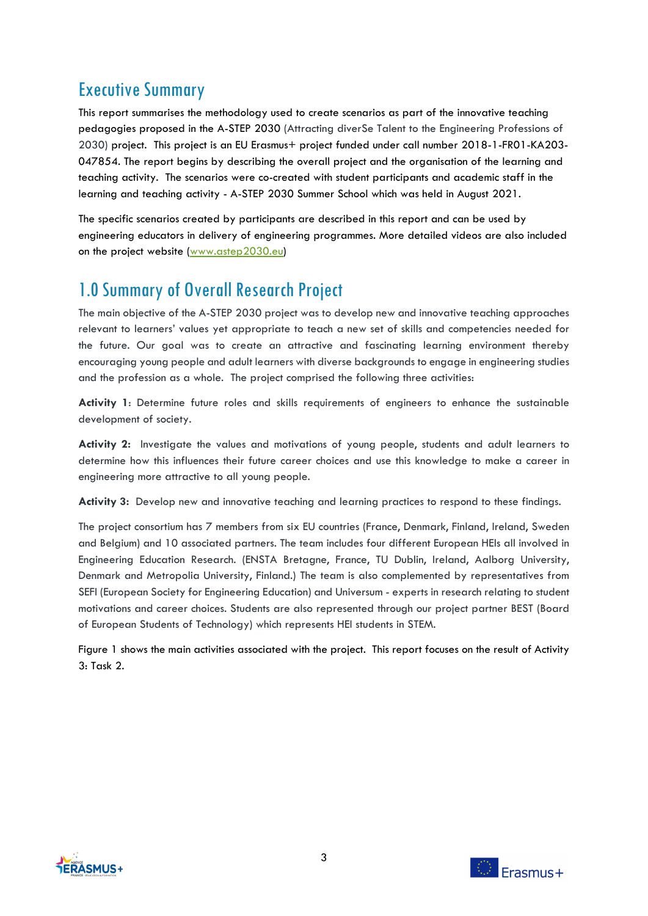# Executive Summary

This report summarises the methodology used to create scenarios as part of the innovative teaching pedagogies proposed in the A-STEP 2030 (Attracting diverSe Talent to the Engineering Professions of 2030) project. This project is an EU Erasmus+ project funded under call number 2018-1-FR01-KA203-047854. The report begins by describing the overall project and the organisation of the learning and teaching activity. The scenarios were co-created with student participants and academic staff in the learning and teaching activity - A-STEP 2030 Summer School which was held in August 2021.

The specific scenarios created by participants are described in this report and can be used by engineering educators in delivery of engineering programmes. More detailed videos are also included on the project website (www.astep2030.eu)

# 1.0 Summary of Overall Research Project

The main objective of the A-STEP 2030 project was to develop new and innovative teaching approaches relevant to learners' values yet appropriate to teach a new set of skills and competencies needed for the future. Our goal was to create an attractive and fascinating learning environment thereby encouraging young people and adult learners with diverse backgrounds to engage in engineering studies and the profession as a whole. The project comprised the following three activities:

**Activity 1**: Determine future roles and skills requirements of engineers to enhance the sustainable development of society.

**Activity 2:** Investigate the values and motivations of young people, students and adult learners to determine how this influences their future career choices and use this knowledge to make a career in engineering more attractive to all young people.

**Activity 3:** Develop new and innovative teaching and learning practices to respond to these findings.

The project consortium has 7 members from six EU countries (France, Denmark, Finland, Ireland, Sweden and Belgium) and 10 associated partners. The team includes four different European HEIs all involved in Engineering Education Research. (ENSTA Bretagne, France, TU Dublin, Ireland, Aalborg University, Denmark and Metropolia University, Finland.) The team is also complemented by representatives from SEFI (European Society for Engineering Education) and Universum - experts in research relating to student motivations and career choices. Students are also represented through our project partner BEST (Board of European Students of Technology) which represents HEI students in STEM.

Figure 1 shows the main activities associated with the project. This report focuses on the result of Activity 3: Task 2.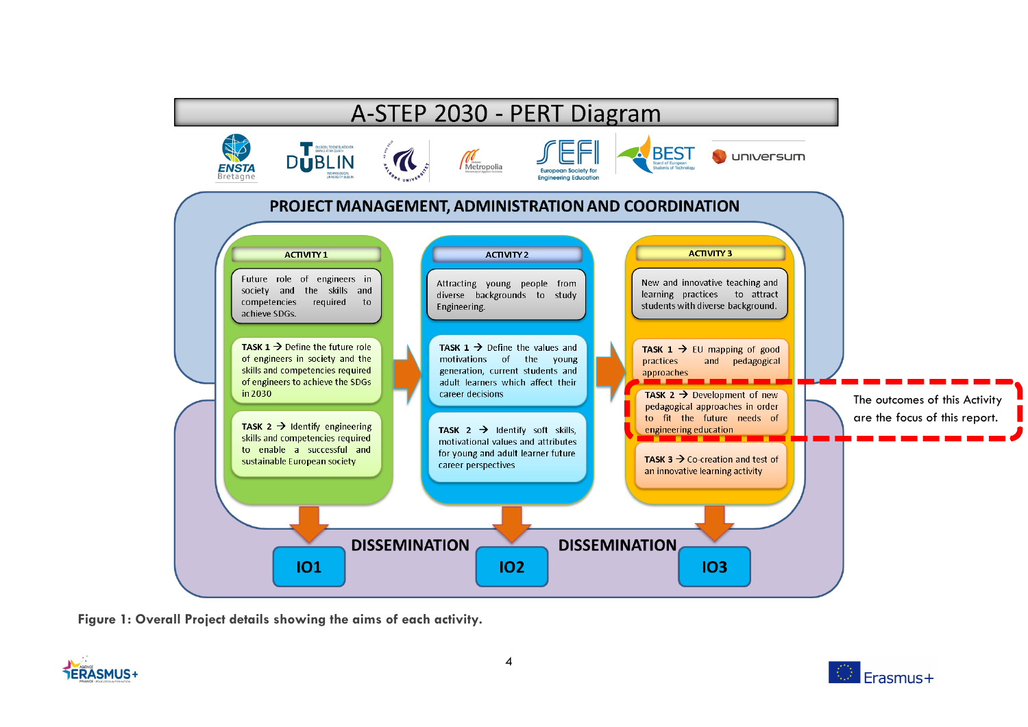# A-STEP 2030 - PERT Diagram

## PROJECT MANAGEMENT, ADMINISTRATION AND COORDINATION

**ACTIVITY 1**

Future role of engineers in society and the skills and competencies required to achieve SDGs.

**TASK 1** → Define the future role of engineers in society and the skills and competencies required of engineers to achieve the SDGs in 2030

**TASK 2** → Identify engineering skills and competencies required to enable a successful and sustainable European society

**ACTIVITY 2**

Attracting young people from diverse backgrounds to study Engineering.

**TASK 1** → Define the values and motivations of the young generation, current students and adult learners which affect their career decisions

**TASK 2** → Identify soft skills, motivational values and attributes for young and adult learner future career perspectives

**ACTIVITY 3**

New and innovative teaching and learning practices to attract students with diverse background.

**TASK 1** → EU mapping of good practices and pedagogical approaches

**TASK 2** → Development of new pedagogical approaches in order to fit the future needs of engineering education

**TASK 3** → Co-creation and test of an innovative learning activity

The outcomes of this Activity are the focus of this report.

**DISSEMINATION**

**IO1** — **IO2** — **IO3**

**Figure 1: Overall Project details showing the aims of each activity.**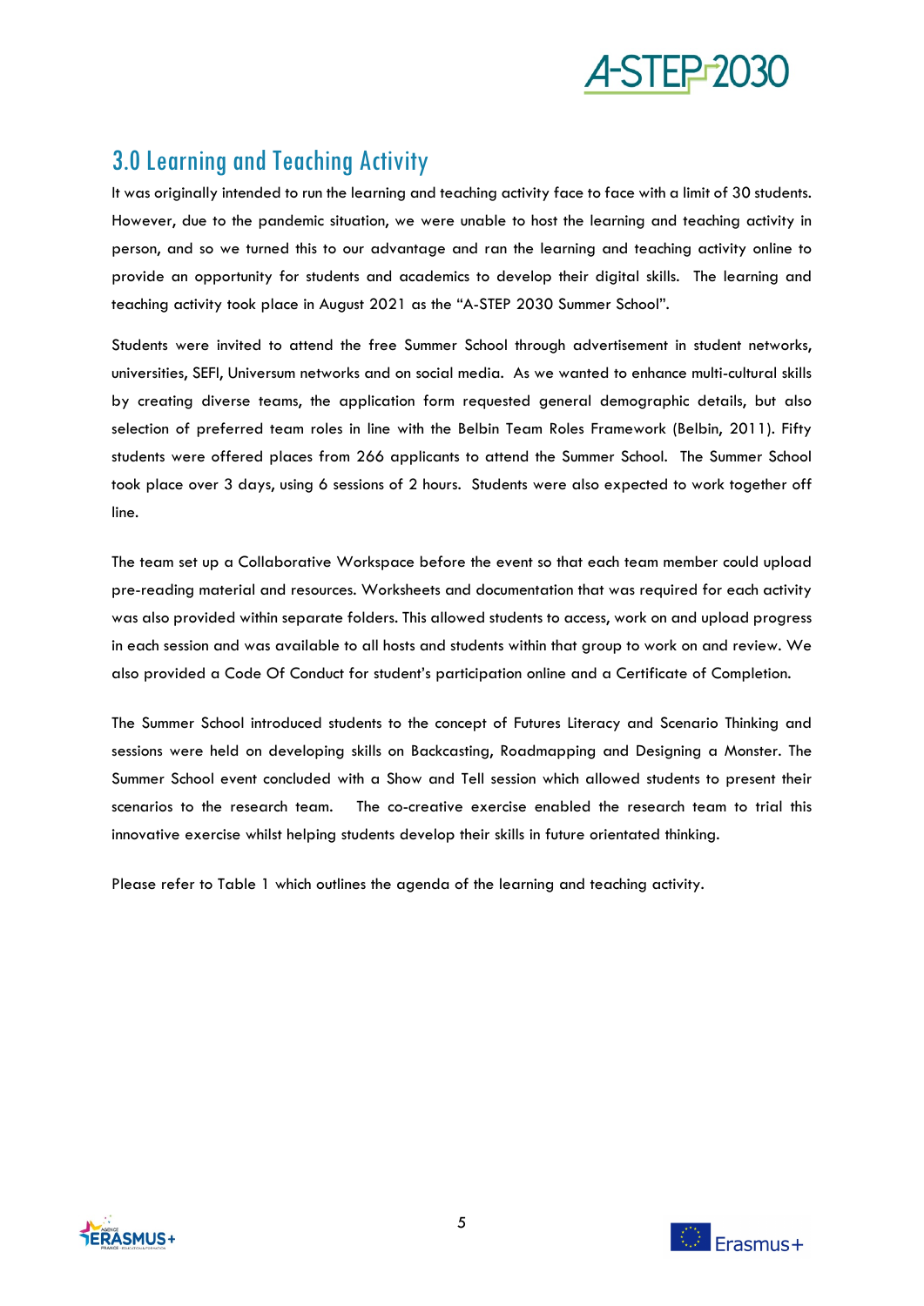## 3.0 Learning and Teaching Activity

It was originally intended to run the learning and teaching activity face to face with a limit of 30 students. However, due to the pandemic situation, we were unable to host the learning and teaching activity in person, and so we turned this to our advantage and ran the learning and teaching activity online to provide an opportunity for students and academics to develop their digital skills. The learning and teaching activity took place in August 2021 as the "A-STEP 2030 Summer School".

Students were invited to attend the free Summer School through advertisement in student networks, universities, SEFI, Universum networks and on social media. As we wanted to enhance multi-cultural skills by creating diverse teams, the application form requested general demographic details, but also selection of preferred team roles in line with the Belbin Team Roles Framework (Belbin, 2011). Fifty students were offered places from 266 applicants to attend the Summer School. The Summer School took place over 3 days, using 6 sessions of 2 hours. Students were also expected to work together off line.

The team set up a Collaborative Workspace before the event so that each team member could upload pre-reading material and resources. Worksheets and documentation that was required for each activity was also provided within separate folders. This allowed students to access, work on and upload progress in each session and was available to all hosts and students within that group to work on and review. We also provided a Code Of Conduct for student's participation online and a Certificate of Completion.

The Summer School introduced students to the concept of Futures Literacy and Scenario Thinking and sessions were held on developing skills on Backcasting, Roadmapping and Designing a Monster. The Summer School event concluded with a Show and Tell session which allowed students to present their scenarios to the research team. The co-creative exercise enabled the research team to trial this innovative exercise whilst helping students develop their skills in future orientated thinking.

Please refer to Table 1 which outlines the agenda of the learning and teaching activity.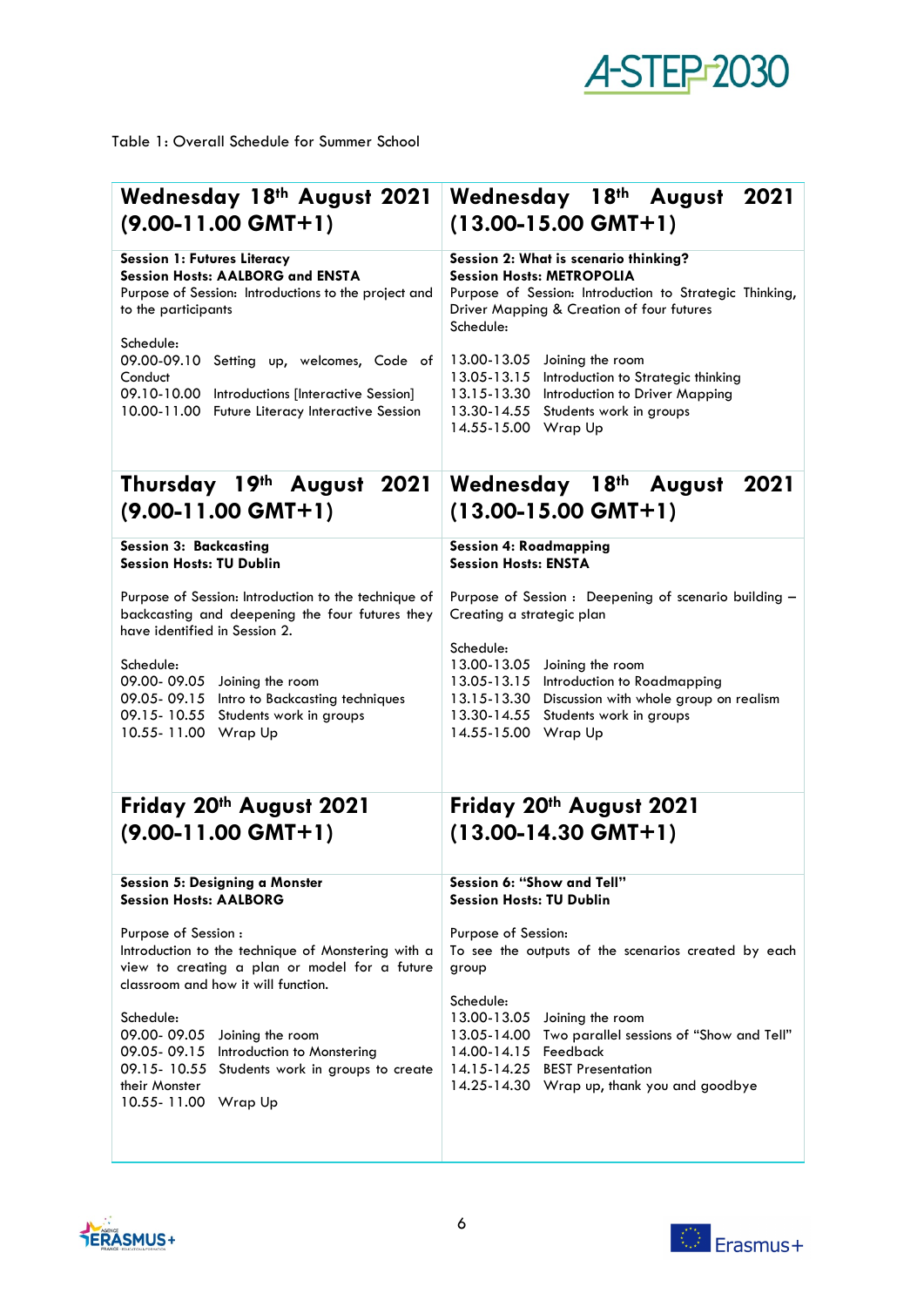Table 1: Overall Schedule for Summer School

| Wednesday 18th August 2021 (9.00-11.00 GMT+1) | Wednesday 18th August 2021 (13.00-15.00 GMT+1) |
|---|---|
| **Session 1: Futures Literacy**<br>**Session Hosts: AALBORG and ENSTA**<br>Purpose of Session: Introductions to the project and to the participants<br><br>Schedule:<br>09.00-09.10 Setting up, welcomes, Code of Conduct<br>09.10-10.00 Introductions [Interactive Session]<br>10.00-11.00 Future Literacy Interactive Session | **Session 2: What is scenario thinking?**<br>**Session Hosts: METROPOLIA**<br>Purpose of Session: Introduction to Strategic Thinking, Driver Mapping & Creation of four futures<br>Schedule:<br><br>13.00-13.05 Joining the room<br>13.05-13.15 Introduction to Strategic thinking<br>13.15-13.30 Introduction to Driver Mapping<br>13.30-14.55 Students work in groups<br>14.55-15.00 Wrap Up |
| **Thursday 19th August 2021 (9.00-11.00 GMT+1)** | **Wednesday 18th August 2021 (13.00-15.00 GMT+1)** |
| **Session 3: Backcasting**<br>**Session Hosts: TU Dublin**<br><br>Purpose of Session: Introduction to the technique of backcasting and deepening the four futures they have identified in Session 2.<br><br>Schedule:<br>09.00- 09.05 Joining the room<br>09.05- 09.15 Intro to Backcasting techniques<br>09.15- 10.55 Students work in groups<br>10.55- 11.00 Wrap Up | **Session 4: Roadmapping**<br>**Session Hosts: ENSTA**<br><br>Purpose of Session : Deepening of scenario building – Creating a strategic plan<br><br>Schedule:<br>13.00-13.05 Joining the room<br>13.05-13.15 Introduction to Roadmapping<br>13.15-13.30 Discussion with whole group on realism<br>13.30-14.55 Students work in groups<br>14.55-15.00 Wrap Up |
| **Friday 20th August 2021 (9.00-11.00 GMT+1)** | **Friday 20th August 2021 (13.00-14.30 GMT+1)** |
| **Session 5: Designing a Monster**<br>**Session Hosts: AALBORG**<br><br>Purpose of Session :<br>Introduction to the technique of Monstering with a view to creating a plan or model for a future classroom and how it will function.<br><br>Schedule:<br>09.00- 09.05 Joining the room<br>09.05- 09.15 Introduction to Monstering<br>09.15- 10.55 Students work in groups to create their Monster<br>10.55- 11.00 Wrap Up | **Session 6: "Show and Tell"**<br>**Session Hosts: TU Dublin**<br><br>Purpose of Session:<br>To see the outputs of the scenarios created by each group<br><br>Schedule:<br>13.00-13.05 Joining the room<br>13.05-14.00 Two parallel sessions of "Show and Tell"<br>14.00-14.15 Feedback<br>14.15-14.25 BEST Presentation<br>14.25-14.30 Wrap up, thank you and goodbye |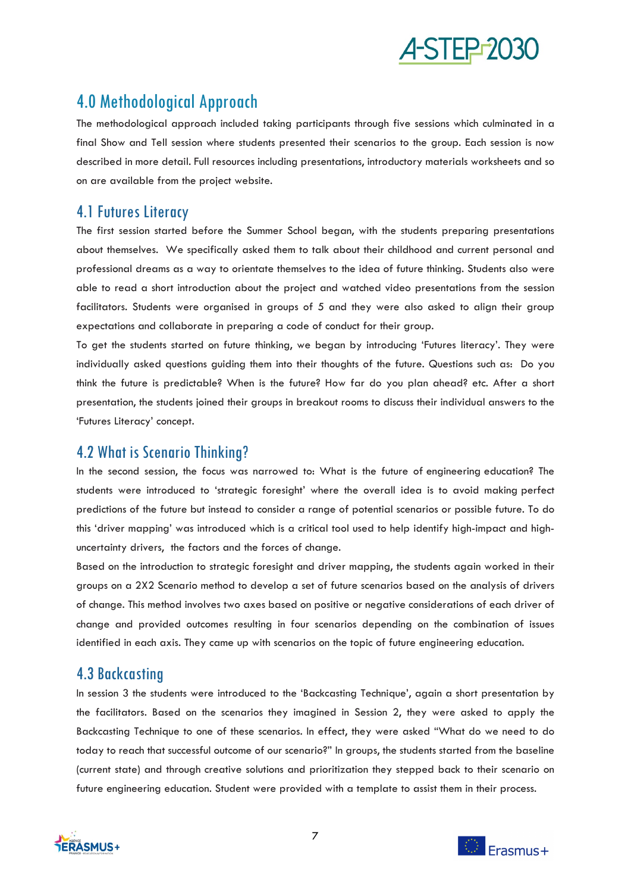# 4.0 Methodological Approach

The methodological approach included taking participants through five sessions which culminated in a final Show and Tell session where students presented their scenarios to the group. Each session is now described in more detail. Full resources including presentations, introductory materials worksheets and so on are available from the project website.

## 4.1 Futures Literacy

The first session started before the Summer School began, with the students preparing presentations about themselves. We specifically asked them to talk about their childhood and current personal and professional dreams as a way to orientate themselves to the idea of future thinking. Students also were able to read a short introduction about the project and watched video presentations from the session facilitators. Students were organised in groups of 5 and they were also asked to align their group expectations and collaborate in preparing a code of conduct for their group.

To get the students started on future thinking, we began by introducing 'Futures literacy'. They were individually asked questions guiding them into their thoughts of the future. Questions such as: Do you think the future is predictable? When is the future? How far do you plan ahead? etc. After a short presentation, the students joined their groups in breakout rooms to discuss their individual answers to the 'Futures Literacy' concept.

## 4.2 What is Scenario Thinking?

In the second session, the focus was narrowed to: What is the future of engineering education? The students were introduced to 'strategic foresight' where the overall idea is to avoid making perfect predictions of the future but instead to consider a range of potential scenarios or possible future. To do this 'driver mapping' was introduced which is a critical tool used to help identify high-impact and high-uncertainty drivers, the factors and the forces of change.

Based on the introduction to strategic foresight and driver mapping, the students again worked in their groups on a 2X2 Scenario method to develop a set of future scenarios based on the analysis of drivers of change. This method involves two axes based on positive or negative considerations of each driver of change and provided outcomes resulting in four scenarios depending on the combination of issues identified in each axis. They came up with scenarios on the topic of future engineering education.

## 4.3 Backcasting

In session 3 the students were introduced to the 'Backcasting Technique', again a short presentation by the facilitators. Based on the scenarios they imagined in Session 2, they were asked to apply the Backcasting Technique to one of these scenarios. In effect, they were asked "What do we need to do today to reach that successful outcome of our scenario?" In groups, the students started from the baseline (current state) and through creative solutions and prioritization they stepped back to their scenario on future engineering education. Student were provided with a template to assist them in their process.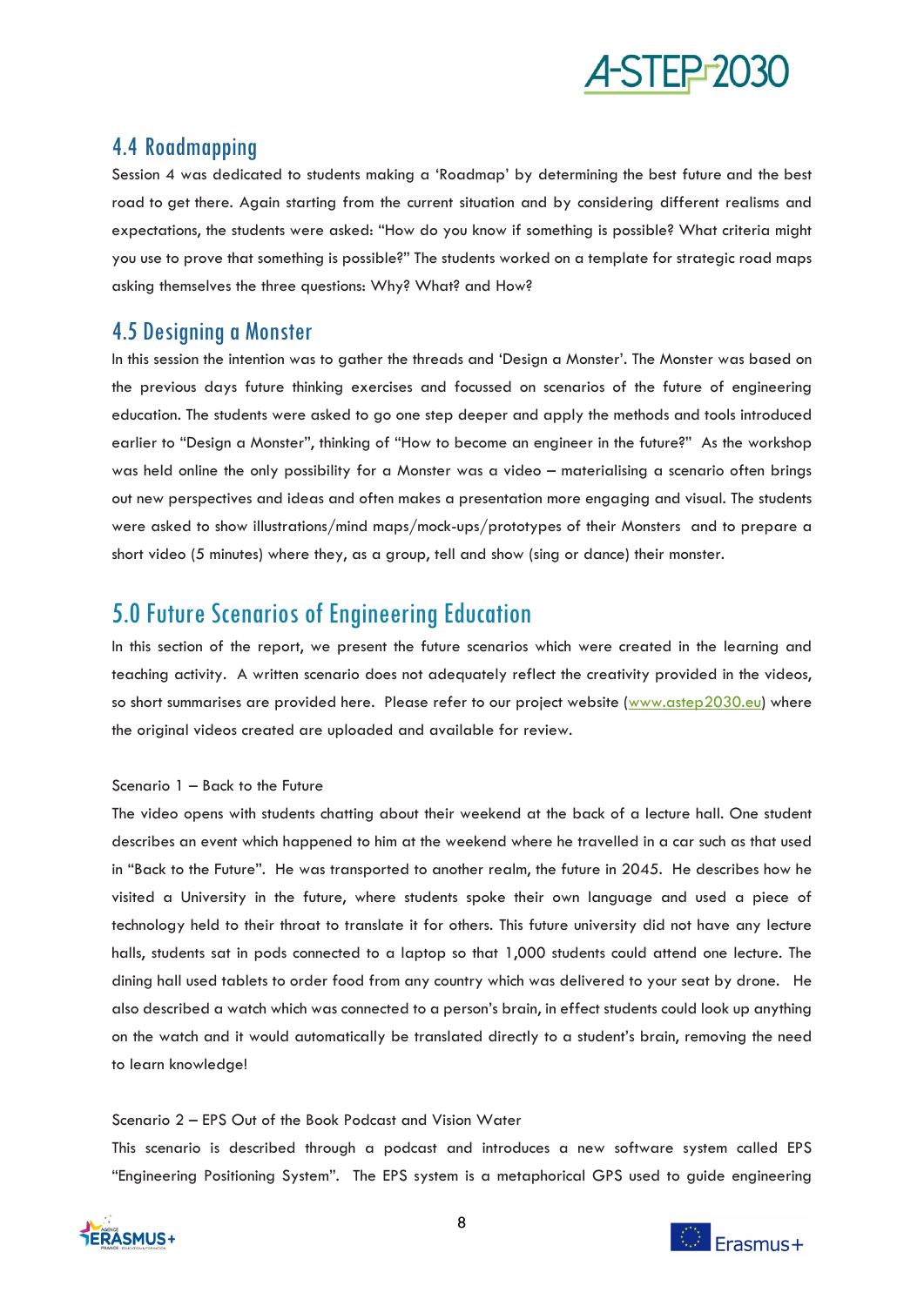## 4.4 Roadmapping

Session 4 was dedicated to students making a 'Roadmap' by determining the best future and the best road to get there. Again starting from the current situation and by considering different realisms and expectations, the students were asked: "How do you know if something is possible? What criteria might you use to prove that something is possible?" The students worked on a template for strategic road maps asking themselves the three questions: Why? What? and How?

## 4.5 Designing a Monster

In this session the intention was to gather the threads and 'Design a Monster'. The Monster was based on the previous days future thinking exercises and focussed on scenarios of the future of engineering education. The students were asked to go one step deeper and apply the methods and tools introduced earlier to "Design a Monster", thinking of "How to become an engineer in the future?" As the workshop was held online the only possibility for a Monster was a video – materialising a scenario often brings out new perspectives and ideas and often makes a presentation more engaging and visual. The students were asked to show illustrations/mind maps/mock-ups/prototypes of their Monsters and to prepare a short video (5 minutes) where they, as a group, tell and show (sing or dance) their monster.

# 5.0 Future Scenarios of Engineering Education

In this section of the report, we present the future scenarios which were created in the learning and teaching activity. A written scenario does not adequately reflect the creativity provided in the videos, so short summarises are provided here. Please refer to our project website (www.astep2030.eu) where the original videos created are uploaded and available for review.

Scenario 1 – Back to the Future

The video opens with students chatting about their weekend at the back of a lecture hall. One student describes an event which happened to him at the weekend where he travelled in a car such as that used in "Back to the Future". He was transported to another realm, the future in 2045. He describes how he visited a University in the future, where students spoke their own language and used a piece of technology held to their throat to translate it for others. This future university did not have any lecture halls, students sat in pods connected to a laptop so that 1,000 students could attend one lecture. The dining hall used tablets to order food from any country which was delivered to your seat by drone. He also described a watch which was connected to a person's brain, in effect students could look up anything on the watch and it would automatically be translated directly to a student's brain, removing the need to learn knowledge!

Scenario 2 – EPS Out of the Book Podcast and Vision Water

This scenario is described through a podcast and introduces a new software system called EPS "Engineering Positioning System". The EPS system is a metaphorical GPS used to guide engineering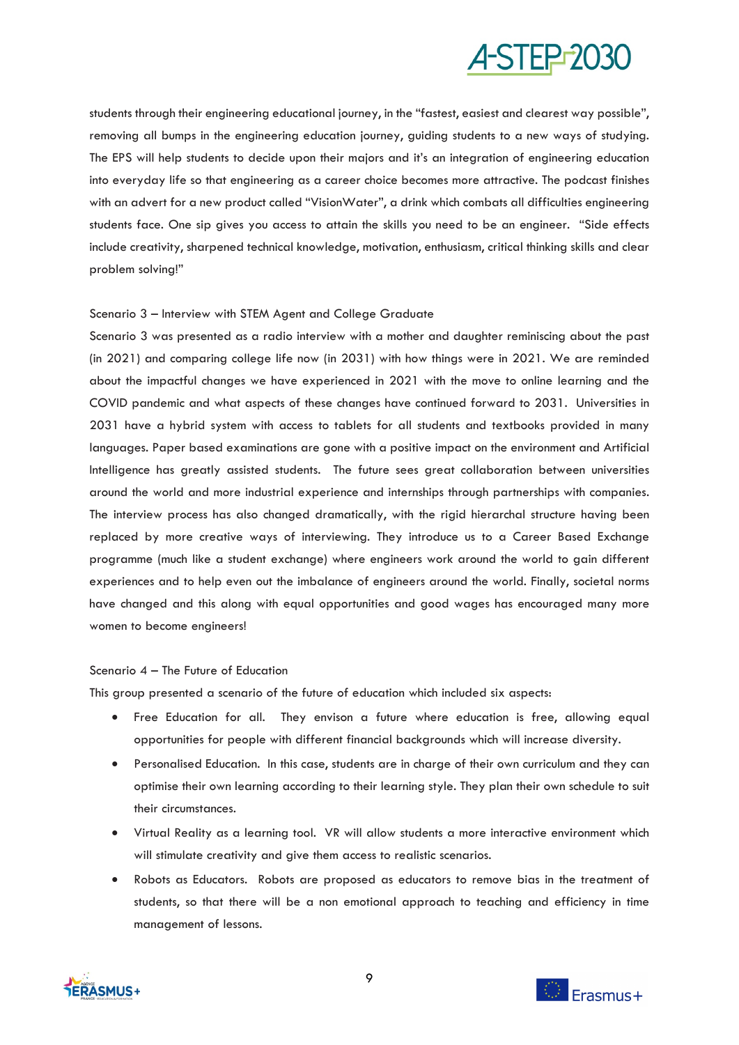students through their engineering educational journey, in the "fastest, easiest and clearest way possible", removing all bumps in the engineering education journey, guiding students to a new ways of studying. The EPS will help students to decide upon their majors and it's an integration of engineering education into everyday life so that engineering as a career choice becomes more attractive. The podcast finishes with an advert for a new product called "VisionWater", a drink which combats all difficulties engineering students face. One sip gives you access to attain the skills you need to be an engineer. "Side effects include creativity, sharpened technical knowledge, motivation, enthusiasm, critical thinking skills and clear problem solving!"

Scenario 3 – Interview with STEM Agent and College Graduate

Scenario 3 was presented as a radio interview with a mother and daughter reminiscing about the past (in 2021) and comparing college life now (in 2031) with how things were in 2021. We are reminded about the impactful changes we have experienced in 2021 with the move to online learning and the COVID pandemic and what aspects of these changes have continued forward to 2031. Universities in 2031 have a hybrid system with access to tablets for all students and textbooks provided in many languages. Paper based examinations are gone with a positive impact on the environment and Artificial Intelligence has greatly assisted students. The future sees great collaboration between universities around the world and more industrial experience and internships through partnerships with companies. The interview process has also changed dramatically, with the rigid hierarchal structure having been replaced by more creative ways of interviewing. They introduce us to a Career Based Exchange programme (much like a student exchange) where engineers work around the world to gain different experiences and to help even out the imbalance of engineers around the world. Finally, societal norms have changed and this along with equal opportunities and good wages has encouraged many more women to become engineers!

Scenario 4 – The Future of Education

This group presented a scenario of the future of education which included six aspects:

- Free Education for all. They envison a future where education is free, allowing equal opportunities for people with different financial backgrounds which will increase diversity.
- Personalised Education. In this case, students are in charge of their own curriculum and they can optimise their own learning according to their learning style. They plan their own schedule to suit their circumstances.
- Virtual Reality as a learning tool. VR will allow students a more interactive environment which will stimulate creativity and give them access to realistic scenarios.
- Robots as Educators. Robots are proposed as educators to remove bias in the treatment of students, so that there will be a non emotional approach to teaching and efficiency in time management of lessons.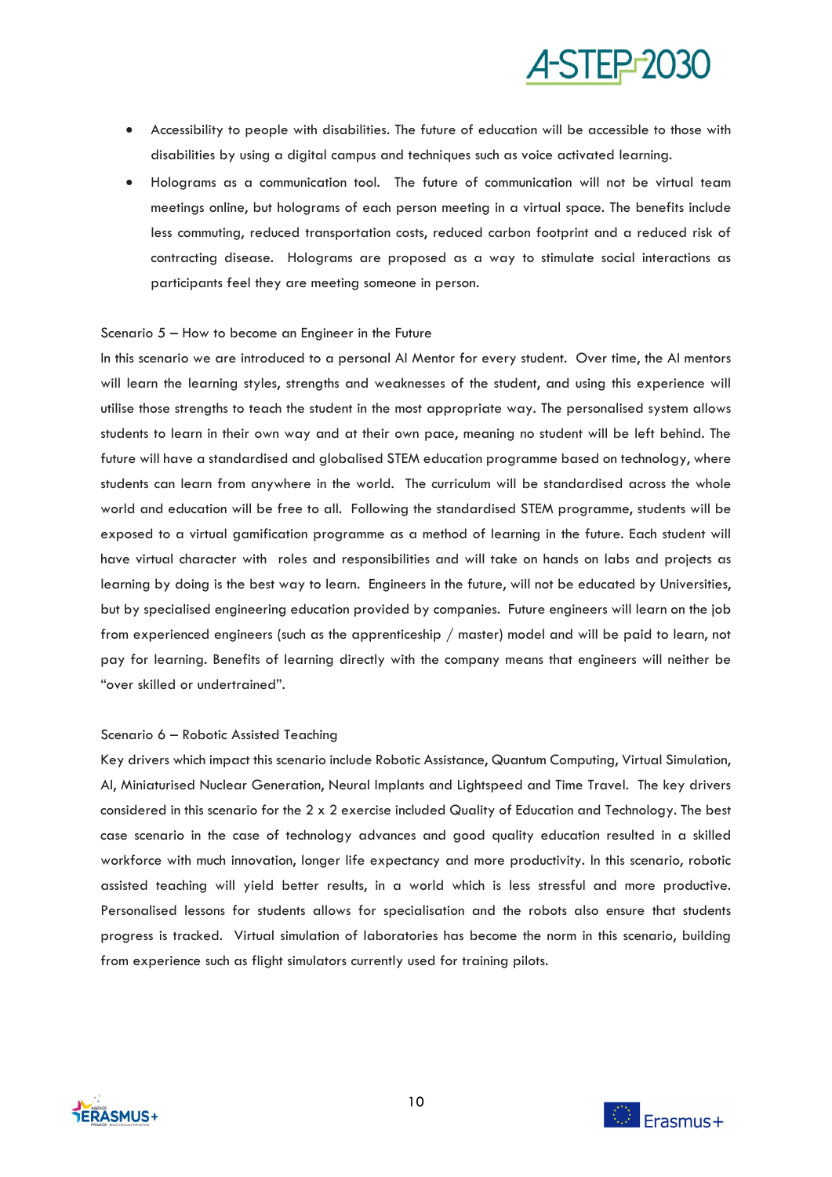- Accessibility to people with disabilities. The future of education will be accessible to those with disabilities by using a digital campus and techniques such as voice activated learning.
- Holograms as a communication tool. The future of communication will not be virtual team meetings online, but holograms of each person meeting in a virtual space. The benefits include less commuting, reduced transportation costs, reduced carbon footprint and a reduced risk of contracting disease. Holograms are proposed as a way to stimulate social interactions as participants feel they are meeting someone in person.

Scenario 5 – How to become an Engineer in the Future

In this scenario we are introduced to a personal AI Mentor for every student. Over time, the AI mentors will learn the learning styles, strengths and weaknesses of the student, and using this experience will utilise those strengths to teach the student in the most appropriate way. The personalised system allows students to learn in their own way and at their own pace, meaning no student will be left behind. The future will have a standardised and globalised STEM education programme based on technology, where students can learn from anywhere in the world. The curriculum will be standardised across the whole world and education will be free to all. Following the standardised STEM programme, students will be exposed to a virtual gamification programme as a method of learning in the future. Each student will have virtual character with roles and responsibilities and will take on hands on labs and projects as learning by doing is the best way to learn. Engineers in the future, will not be educated by Universities, but by specialised engineering education provided by companies. Future engineers will learn on the job from experienced engineers (such as the apprenticeship / master) model and will be paid to learn, not pay for learning. Benefits of learning directly with the company means that engineers will neither be "over skilled or undertrained".

Scenario 6 – Robotic Assisted Teaching

Key drivers which impact this scenario include Robotic Assistance, Quantum Computing, Virtual Simulation, AI, Miniaturised Nuclear Generation, Neural Implants and Lightspeed and Time Travel. The key drivers considered in this scenario for the 2 x 2 exercise included Quality of Education and Technology. The best case scenario in the case of technology advances and good quality education resulted in a skilled workforce with much innovation, longer life expectancy and more productivity. In this scenario, robotic assisted teaching will yield better results, in a world which is less stressful and more productive. Personalised lessons for students allows for specialisation and the robots also ensure that students progress is tracked. Virtual simulation of laboratories has become the norm in this scenario, building from experience such as flight simulators currently used for training pilots.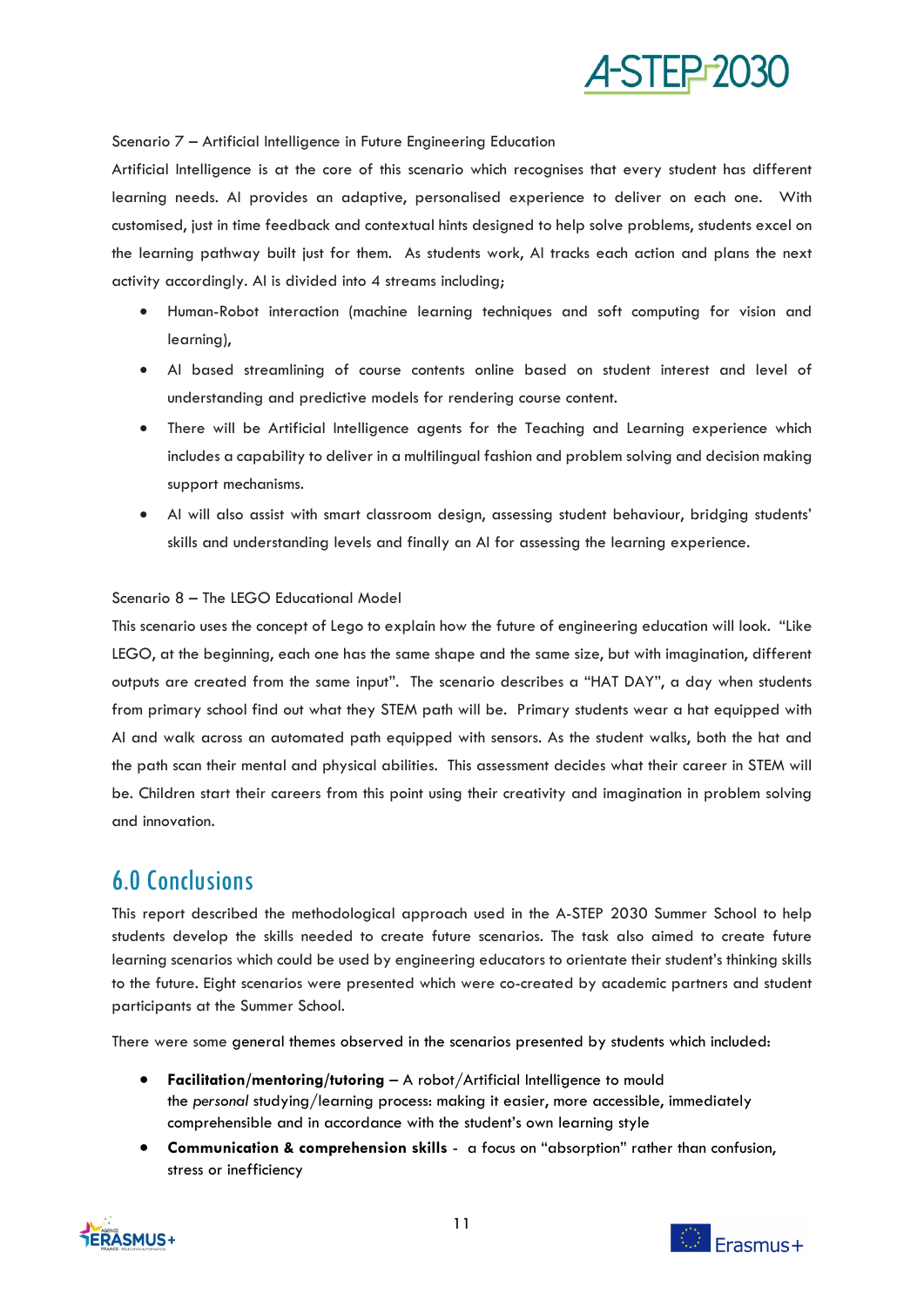Scenario 7 – Artificial Intelligence in Future Engineering Education

Artificial Intelligence is at the core of this scenario which recognises that every student has different learning needs. AI provides an adaptive, personalised experience to deliver on each one. With customised, just in time feedback and contextual hints designed to help solve problems, students excel on the learning pathway built just for them. As students work, AI tracks each action and plans the next activity accordingly. AI is divided into 4 streams including;

- Human-Robot interaction (machine learning techniques and soft computing for vision and learning),
- AI based streamlining of course contents online based on student interest and level of understanding and predictive models for rendering course content.
- There will be Artificial Intelligence agents for the Teaching and Learning experience which includes a capability to deliver in a multilingual fashion and problem solving and decision making support mechanisms.
- AI will also assist with smart classroom design, assessing student behaviour, bridging students' skills and understanding levels and finally an AI for assessing the learning experience.

Scenario 8 – The LEGO Educational Model

This scenario uses the concept of Lego to explain how the future of engineering education will look. "Like LEGO, at the beginning, each one has the same shape and the same size, but with imagination, different outputs are created from the same input". The scenario describes a "HAT DAY", a day when students from primary school find out what they STEM path will be. Primary students wear a hat equipped with AI and walk across an automated path equipped with sensors. As the student walks, both the hat and the path scan their mental and physical abilities. This assessment decides what their career in STEM will be. Children start their careers from this point using their creativity and imagination in problem solving and innovation.

## 6.0 Conclusions

This report described the methodological approach used in the A-STEP 2030 Summer School to help students develop the skills needed to create future scenarios. The task also aimed to create future learning scenarios which could be used by engineering educators to orientate their student's thinking skills to the future. Eight scenarios were presented which were co-created by academic partners and student participants at the Summer School.

There were some general themes observed in the scenarios presented by students which included:

- **Facilitation/mentoring/tutoring** – A robot/Artificial Intelligence to mould the *personal* studying/learning process: making it easier, more accessible, immediately comprehensible and in accordance with the student's own learning style
- **Communication & comprehension skills** - a focus on "absorption" rather than confusion, stress or inefficiency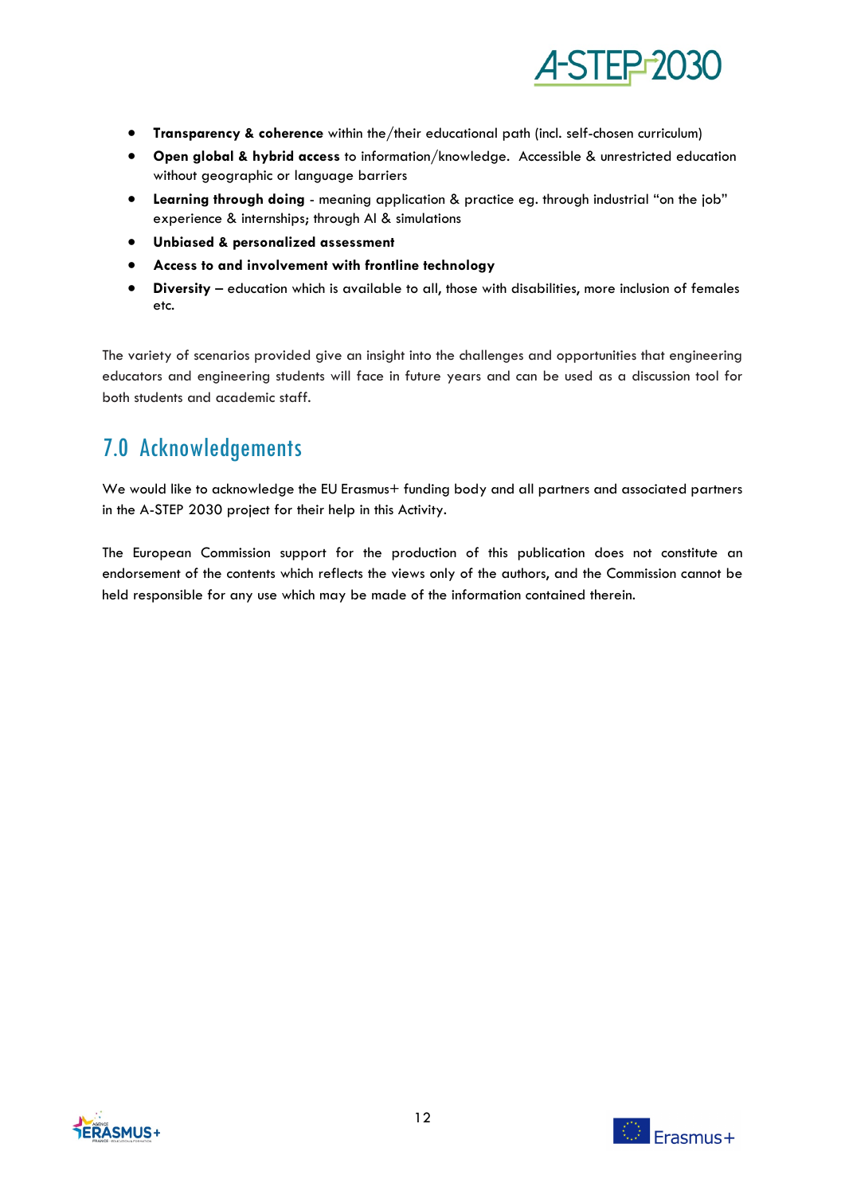- **Transparency & coherence** within the/their educational path (incl. self-chosen curriculum)
- **Open global & hybrid access** to information/knowledge. Accessible & unrestricted education without geographic or language barriers
- **Learning through doing** - meaning application & practice eg. through industrial "on the job" experience & internships; through AI & simulations
- **Unbiased & personalized assessment**
- **Access to and involvement with frontline technology**
- **Diversity** – education which is available to all, those with disabilities, more inclusion of females etc.

The variety of scenarios provided give an insight into the challenges and opportunities that engineering educators and engineering students will face in future years and can be used as a discussion tool for both students and academic staff.

## 7.0 Acknowledgements

We would like to acknowledge the EU Erasmus+ funding body and all partners and associated partners in the A-STEP 2030 project for their help in this Activity.

The European Commission support for the production of this publication does not constitute an endorsement of the contents which reflects the views only of the authors, and the Commission cannot be held responsible for any use which may be made of the information contained therein.